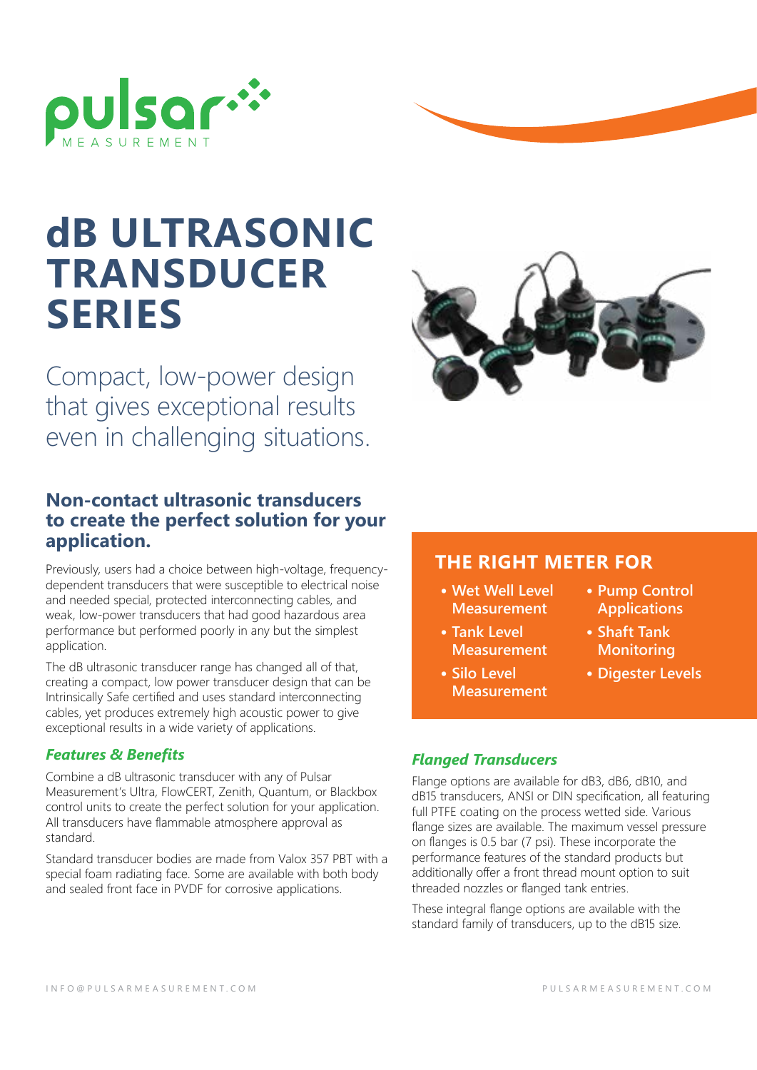# dB ULTRASONIC TRANSDUCER SERIES

Compact, low-power design that gives exceptional results even in challenging situations.

## Non-contact ultrasonic transducers to create the perfect solution for your application.

Previously, users had a choice between high-voltage, frequency-dependent transducers that were susceptible to electrical noise and needed special, protected interconnecting cables, and weak, low-power transducers that had good hazardous area performance but performed poorly in any but the simplest application.

The dB ultrasonic transducer range has changed all of that, creating a compact, low power transducer design that can be Intrinsically Safe certified and uses standard interconnecting cables, yet produces extremely high acoustic power to give exceptional results in a wide variety of applications.

### *Features & Benefits*

Combine a dB ultrasonic transducer with any of Pulsar Measurement's Ultra, FlowCERT, Zenith, Quantum, or Blackbox control units to create the perfect solution for your application. All transducers have flammable atmosphere approval as standard.

Standard transducer bodies are made from Valox 357 PBT with a special foam radiating face. Some are available with both body and sealed front face in PVDF for corrosive applications.

## THE RIGHT METER FOR

- Wet Well Level Measurement
- Tank Level Measurement
- Silo Level Measurement
- Pump Control Applications
- Shaft Tank Monitoring
- Digester Levels

### *Flanged Transducers*

Flange options are available for dB3, dB6, dB10, and dB15 transducers, ANSI or DIN specification, all featuring full PTFE coating on the process wetted side. Various flange sizes are available. The maximum vessel pressure on flanges is 0.5 bar (7 psi). These incorporate the performance features of the standard products but additionally offer a front thread mount option to suit threaded nozzles or flanged tank entries.

These integral flange options are available with the standard family of transducers, up to the dB15 size.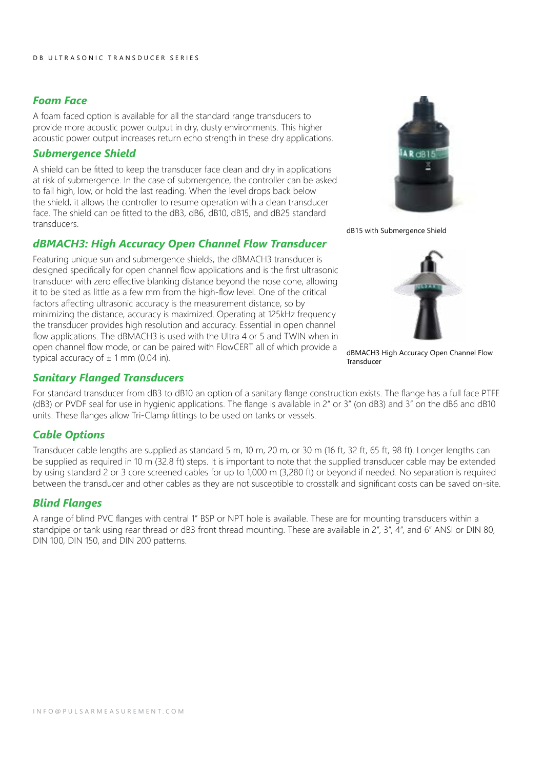## *Foam Face*

A foam faced option is available for all the standard range transducers to provide more acoustic power output in dry, dusty environments. This higher acoustic power output increases return echo strength in these dry applications.

## *Submergence Shield*

A shield can be fitted to keep the transducer face clean and dry in applications at risk of submergence. In the case of submergence, the controller can be asked to fail high, low, or hold the last reading. When the level drops back below the shield, it allows the controller to resume operation with a clean transducer face. The shield can be fitted to the dB3, dB6, dB10, dB15, and dB25 standard transducers.

dB15 with Submergence Shield

## *dBMACH3: High Accuracy Open Channel Flow Transducer*

Featuring unique sun and submergence shields, the dBMACH3 transducer is designed specifically for open channel flow applications and is the first ultrasonic transducer with zero effective blanking distance beyond the nose cone, allowing it to be sited as little as a few mm from the high-flow level. One of the critical factors affecting ultrasonic accuracy is the measurement distance, so by minimizing the distance, accuracy is maximized. Operating at 125kHz frequency the transducer provides high resolution and accuracy. Essential in open channel flow applications. The dBMACH3 is used with the Ultra 4 or 5 and TWIN when in open channel flow mode, or can be paired with FlowCERT all of which provide a typical accuracy of ± 1 mm (0.04 in).

dBMACH3 High Accuracy Open Channel Flow Transducer

## *Sanitary Flanged Transducers*

For standard transducer from dB3 to dB10 an option of a sanitary flange construction exists. The flange has a full face PTFE (dB3) or PVDF seal for use in hygienic applications. The flange is available in 2" or 3" (on dB3) and 3" on the dB6 and dB10 units. These flanges allow Tri-Clamp fittings to be used on tanks or vessels.

## *Cable Options*

Transducer cable lengths are supplied as standard 5 m, 10 m, 20 m, or 30 m (16 ft, 32 ft, 65 ft, 98 ft). Longer lengths can be supplied as required in 10 m (32.8 ft) steps. It is important to note that the supplied transducer cable may be extended by using standard 2 or 3 core screened cables for up to 1,000 m (3,280 ft) or beyond if needed. No separation is required between the transducer and other cables as they are not susceptible to crosstalk and significant costs can be saved on-site.

## *Blind Flanges*

A range of blind PVC flanges with central 1" BSP or NPT hole is available. These are for mounting transducers within a standpipe or tank using rear thread or dB3 front thread mounting. These are available in 2", 3", 4", and 6" ANSI or DIN 80, DIN 100, DIN 150, and DIN 200 patterns.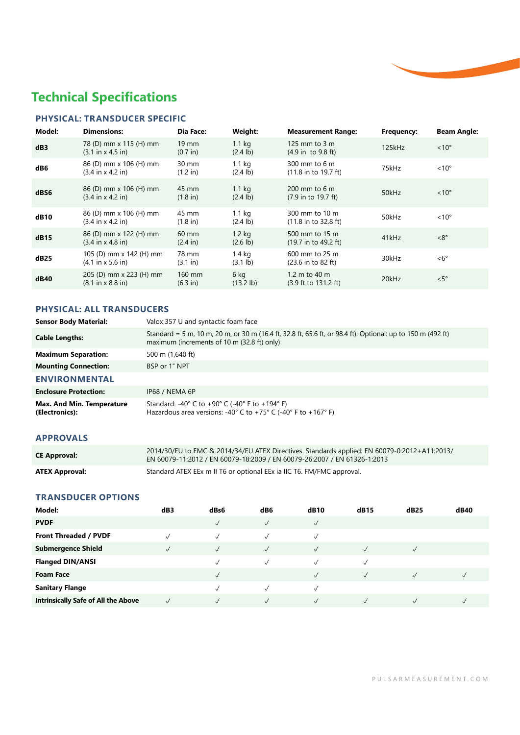# Technical Specifications

## PHYSICAL: TRANSDUCER SPECIFIC

| Model: | Dimensions: | Dia Face: | Weight: | Measurement Range: | Frequency: | Beam Angle: |
|---|---|---|---|---|---|---|
| **dB3** | 78 (D) mm x 115 (H) mm (3.1 in x 4.5 in) | 19 mm (0.7 in) | 1.1 kg (2.4 lb) | 125 mm to 3 m (4.9 in to 9.8 ft) | 125kHz | <10° |
| **dB6** | 86 (D) mm x 106 (H) mm (3.4 in x 4.2 in) | 30 mm (1.2 in) | 1.1 kg (2.4 lb) | 300 mm to 6 m (11.8 in to 19.7 ft) | 75kHz | <10° |
| **dBS6** | 86 (D) mm x 106 (H) mm (3.4 in x 4.2 in) | 45 mm (1.8 in) | 1.1 kg (2.4 lb) | 200 mm to 6 m (7.9 in to 19.7 ft) | 50kHz | <10° |
| **dB10** | 86 (D) mm x 106 (H) mm (3.4 in x 4.2 in) | 45 mm (1.8 in) | 1.1 kg (2.4 lb) | 300 mm to 10 m (11.8 in to 32.8 ft) | 50kHz | <10° |
| **dB15** | 86 (D) mm x 122 (H) mm (3.4 in x 4.8 in) | 60 mm (2.4 in) | 1.2 kg (2.6 lb) | 500 mm to 15 m (19.7 in to 49.2 ft) | 41kHz | <8° |
| **dB25** | 105 (D) mm x 142 (H) mm (4.1 in x 5.6 in) | 78 mm (3.1 in) | 1.4 kg (3.1 lb) | 600 mm to 25 m (23.6 in to 82 ft) | 30kHz | <6° |
| **dB40** | 205 (D) mm x 223 (H) mm (8.1 in x 8.8 in) | 160 mm (6.3 in) | 6 kg (13.2 lb) | 1.2 m to 40 m (3.9 ft to 131.2 ft) | 20kHz | <5° |

## PHYSICAL: ALL TRANSDUCERS

| | |
|---|---|
| **Sensor Body Material:** | Valox 357 U and syntactic foam face |
| **Cable Lengths:** | Standard = 5 m, 10 m, 20 m, or 30 m (16.4 ft, 32.8 ft, 65.6 ft, or 98.4 ft). Optional: up to 150 m (492 ft) maximum (increments of 10 m (32.8 ft) only) |
| **Maximum Separation:** | 500 m (1,640 ft) |
| **Mounting Connection:** | BSP or 1" NPT |

## ENVIRONMENTAL

| | |
|---|---|
| **Enclosure Protection:** | IP68 / NEMA 6P |
| **Max. And Min. Temperature (Electronics):** | Standard: -40° C to +90° C (-40° F to +194° F)<br>Hazardous area versions: -40° C to +75° C (-40° F to +167° F) |

## APPROVALS

| | |
|---|---|
| **CE Approval:** | 2014/30/EU to EMC & 2014/34/EU ATEX Directives. Standards applied: EN 60079-0:2012+A11:2013/ EN 60079-11:2012 / EN 60079-18:2009 / EN 60079-26:2007 / EN 61326-1:2013 |
| **ATEX Approval:** | Standard ATEX EEx m II T6 or optional EEx ia IIC T6. FM/FMC approval. |

## TRANSDUCER OPTIONS

| Model: | dB3 | dBs6 | dB6 | dB10 | dB15 | dB25 | dB40 |
|---|---|---|---|---|---|---|---|
| **PVDF** | | ✓ | ✓ | ✓ | | | |
| **Front Threaded / PVDF** | ✓ | ✓ | ✓ | ✓ | | | |
| **Submergence Shield** | ✓ | ✓ | ✓ | ✓ | ✓ | ✓ | |
| **Flanged DIN/ANSI** | | ✓ | ✓ | ✓ | ✓ | | |
| **Foam Face** | | ✓ | | ✓ | ✓ | ✓ | ✓ |
| **Sanitary Flange** | | ✓ | ✓ | ✓ | | | |
| **Intrinsically Safe of All the Above** | ✓ | ✓ | ✓ | ✓ | ✓ | ✓ | ✓ |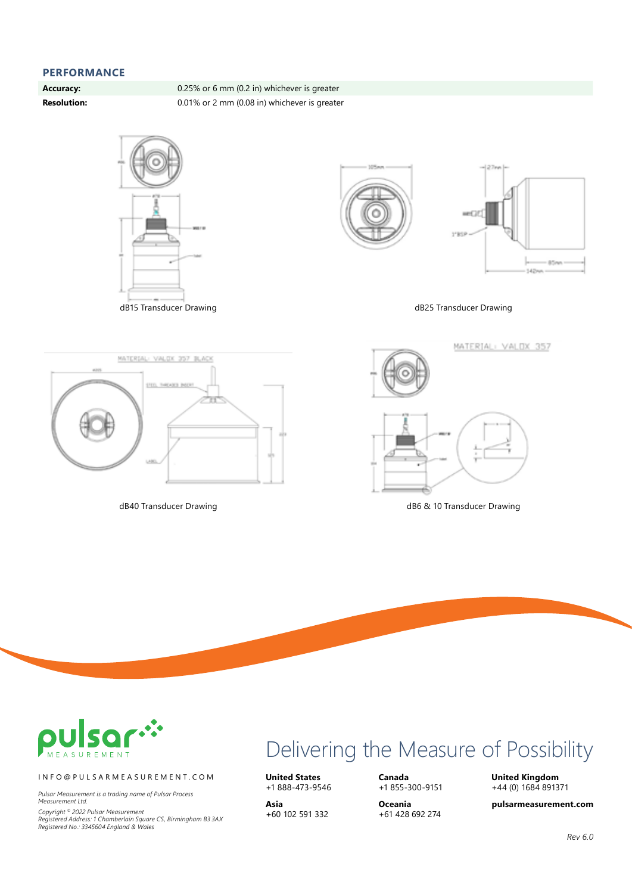## PERFORMANCE

| | |
|---|---|
| **Accuracy:** | 0.25% or 6 mm (0.2 in) whichever is greater |
| **Resolution:** | 0.01% or 2 mm (0.08 in) whichever is greater |

dB15 Transducer Drawing

105mm

27mm

1"BSP

85mm

142mm

dB25 Transducer Drawing

MATERIAL: VALOX 357 BLACK

STEEL THREADED INSERT

LABEL

dB40 Transducer Drawing

MATERIAL: VALOX 357

dB6 & 10 Transducer Drawing

pulsar MEASUREMENT

INFO@PULSARMEASUREMENT.COM

*Pulsar Measurement is a trading name of Pulsar Process Measurement Ltd.*

*Copyright © 2022 Pulsar Measurement*
*Registered Address: 1 Chamberlain Square CS, Birmingham B3 3AX*
*Registered No.: 3345604 England & Wales*

# Delivering the Measure of Possibility

**United States**
+1 888-473-9546

**Canada**
+1 855-300-9151

**United Kingdom**
+44 (0) 1684 891371

**Asia**
+60 102 591 332

**Oceania**
+61 428 692 274

**pulsarmeasurement.com**

*Rev 6.0*